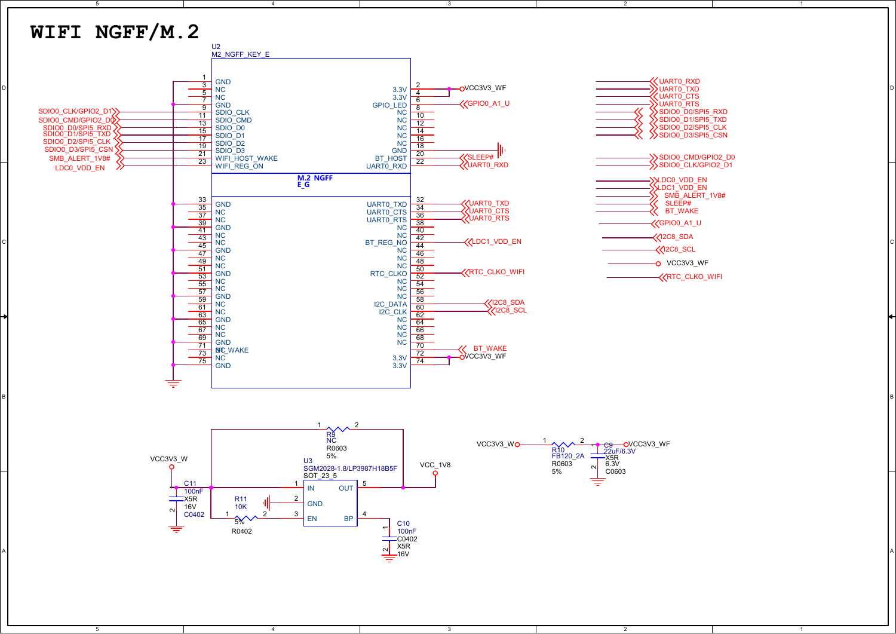# WIFI NGFF/M.2

U2
M2_NGFF_KEY_E

M.2 NGFF E_G

| Pin | Left Signal | Left Net | Pin | Right Signal | Right Net |
|---|---|---|---|---|---|
| 1 | GND | | 2 | 3.3V | VCC3V3_WF |
| 3 | NC | | 4 | 3.3V | |
| 5 | NC | | 6 | GPIO_LED | GPIO0_A1_U |
| 7 | GND | | 8 | NC | |
| 9 | SDIO_CLK | SDIO0_CLK/GPIO2_D1 | 10 | NC | |
| 11 | SDIO_CMD | SDIO0_CMD/GPIO2_D0 | 12 | NC | |
| 13 | SDIO_D0 | SDIO0_D0/SPI5_RXD | 14 | NC | |
| 15 | SDIO_D1 | SDIO0_D1/SPI5_TXD | 16 | GND | |
| 17 | SDIO_D2 | SDIO0_D2/SPI5_CLK | 18 | BT_HOST | |
| 19 | SDIO_D3 | SDIO0_D3/SPI5_CSN | 20 | UART0_RXD | SLEEP# |
| 21 | WIFI_HOST_WAKE | SMB_ALERT_1V8# | 22 | | UART0_RXD |
| 23 | WIFI_REG_ON | LDC0_VDD_EN | | | |
| 33 | GND | | 32 | UART0_TXD | UART0_TXD |
| 35 | NC | | 34 | UART0_CTS | UART0_CTS |
| 37 | NC | | 36 | UART0_RTS | UART0_RTS |
| 39 | GND | | 38 | NC | |
| 41 | NC | | 40 | NC | |
| 43 | NC | | 42 | BT_REG_NO | LDC1_VDD_EN |
| 45 | GND | | 44 | NC | |
| 47 | NC | | 46 | NC | |
| 49 | NC | | 48 | NC | |
| 51 | GND | | 50 | RTC_CLKO | RTC_CLKO_WIFI |
| 53 | NC | | 52 | NC | |
| 55 | NC | | 54 | NC | |
| 57 | GND | | 56 | NC | |
| 59 | NC | | 58 | I2C_DATA | I2C8_SDA |
| 61 | NC | | 60 | I2C_CLK | I2C8_SCL |
| 63 | GND | | 62 | NC | |
| 65 | NC | | 64 | NC | |
| 67 | NC | | 66 | NC | |
| 69 | GND | | 68 | NC | |
| 71 | BT_WAKE | | 70 | | BT_WAKE |
| 73 | NC | | 72 | 3.3V | VCC3V3_WF |
| 75 | GND | | 74 | 3.3V | |

Off-page connectors: UART0_RXD, UART0_TXD, UART0_CTS, UART0_RTS, SDIO0_D0/SPI5_RXD, SDIO0_D1/SPI5_TXD, SDIO0_D2/SPI5_CLK, SDIO0_D3/SPI5_CSN, SDIO0_CMD/GPIO2_D0, SDIO0_CLK/GPIO2_D1, LDC0_VDD_EN, LDC1_VDD_EN, SMB_ALERT_1V8#, SLEEP#, BT_WAKE, GPIO0_A1_U, I2C8_SDA, I2C8_SCL, VCC3V3_WF, RTC_CLKO_WIFI

U3
SGM2028-1.8/LP3987H18B5F
SOT_23_5
Pins: 1 IN, 2 GND, 3 EN, 4 BP, 5 OUT

VCC3V3_W, VCC_1V8

R9 NC R0603 5%

C11 100nF X5R 16V C0402

R11 10K 5% R0402

C10 100nF C0402 X5R 16V

VCC3V3_W — R10 FB120_2A R0603 5% — VCC3V3_WF

C9 22uF/6.3V X5R 6.3V C0603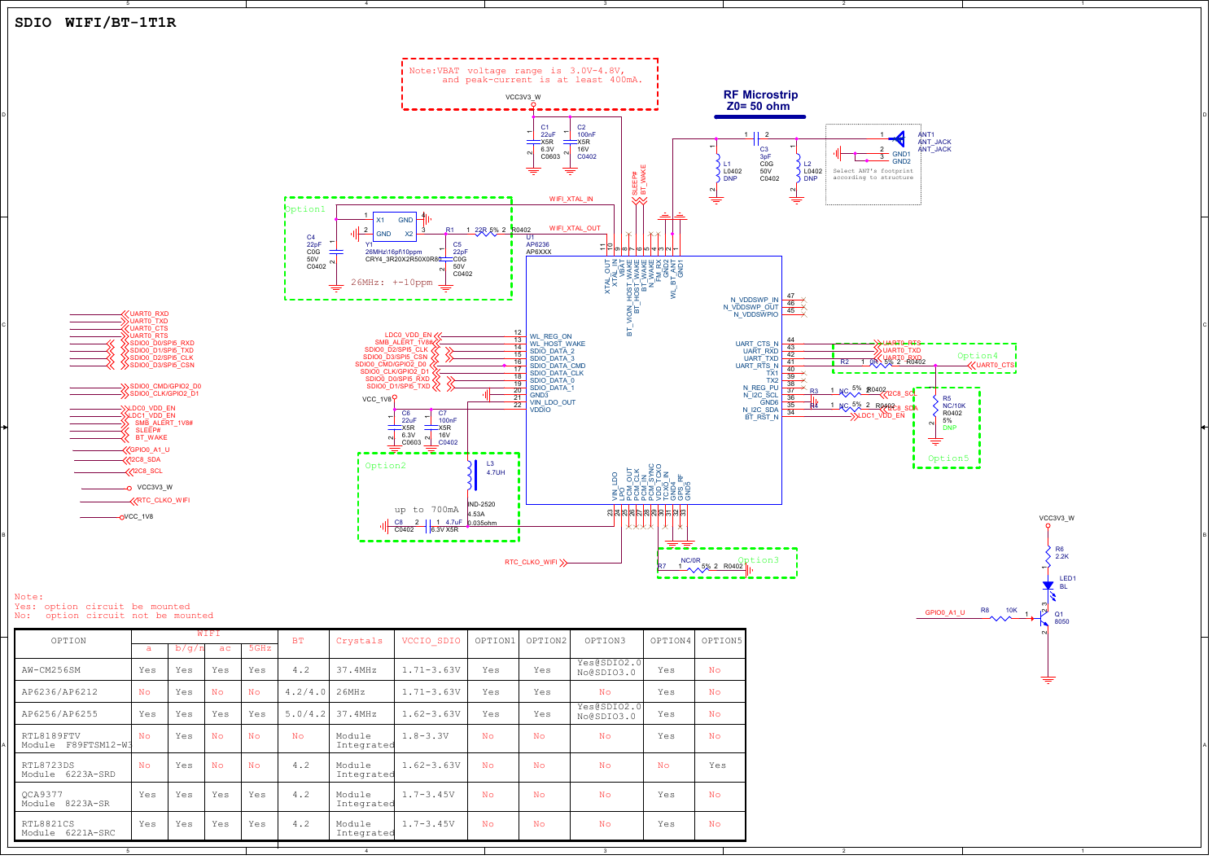# SDIO WIFI/BT-1T1R

Note:VBAT voltage range is 3.0V-4.8V, and peak-current is at least 400mA.

RF Microstrip
Z0= 50 ohm

Select ANT's footprint according to structure

26MHz: +-10ppm

up to 700mA

Note:
Yes: option circuit be mounted
No: option circuit not be mounted

| OPTION | WIFI | | | | BT | Crystals | VCCIO_SDIO | OPTION1 | OPTION2 | OPTION3 | OPTION4 | OPTION5 |
|---|---|---|---|---|---|---|---|---|---|---|---|---|
| | a | b/g/n | ac | 5GHz | | | | | | | | |
| AW-CM256SM | Yes | Yes | Yes | Yes | 4.2 | 37.4MHz | 1.71-3.63V | Yes | Yes | Yes@SDIO2.0 No@SDIO3.0 | Yes | No |
| AP6236/AP6212 | No | Yes | No | No | 4.2/4.0 | 26MHz | 1.71-3.63V | Yes | Yes | No | Yes | No |
| AP6256/AP6255 | Yes | Yes | Yes | Yes | 5.0/4.2 | 37.4MHz | 1.62-3.63V | Yes | Yes | Yes@SDIO2.0 No@SDIO3.0 | Yes | No |
| RTL8189FTV Module F89FTSM12-W3 | No | Yes | No | No | No | Module Integrated | 1.8-3.3V | No | No | No | Yes | No |
| RTL8723DS Module 6223A-SRD | No | Yes | No | No | 4.2 | Module Integrated | 1.62-3.63V | No | No | No | No | Yes |
| QCA9377 Module 8223A-SR | Yes | Yes | Yes | Yes | 4.2 | Module Integrated | 1.7-3.45V | No | No | No | Yes | No |
| RTL8821CS Module 6221A-SRC | Yes | Yes | Yes | Yes | 4.2 | Module Integrated | 1.7-3.45V | No | No | No | Yes | No |